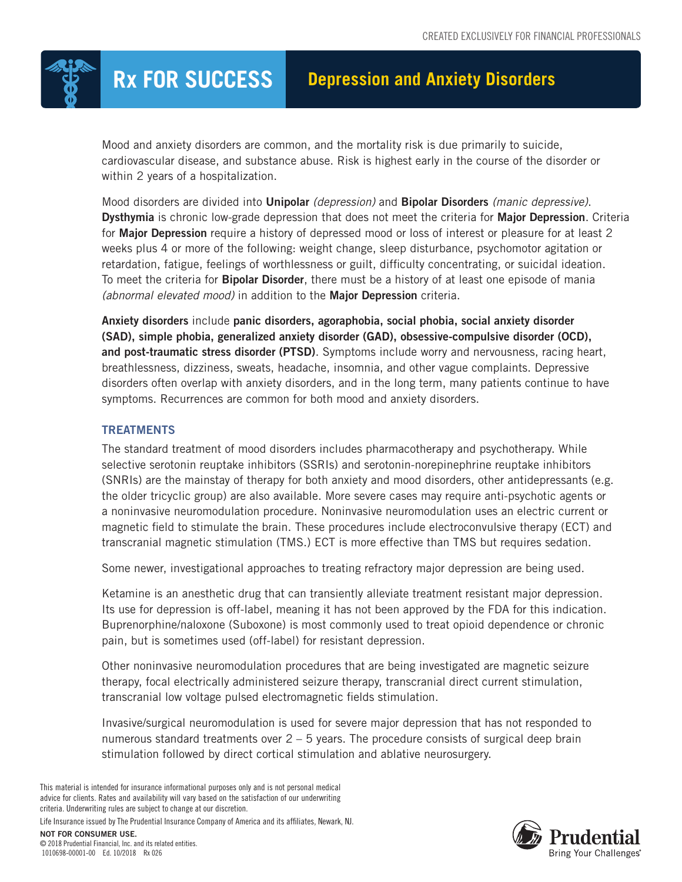CREATED EXCLUSIVELY FOR FINANCIAL PROFESSIONALS

# Rx FOR SUCCESS — Depression and Anxiety Disorders

Mood and anxiety disorders are common, and the mortality risk is due primarily to suicide, cardiovascular disease, and substance abuse. Risk is highest early in the course of the disorder or within 2 years of a hospitalization.

Mood disorders are divided into **Unipolar** *(depression)* and **Bipolar Disorders** *(manic depressive)*. **Dysthymia** is chronic low-grade depression that does not meet the criteria for **Major Depression**. Criteria for **Major Depression** require a history of depressed mood or loss of interest or pleasure for at least 2 weeks plus 4 or more of the following: weight change, sleep disturbance, psychomotor agitation or retardation, fatigue, feelings of worthlessness or guilt, difficulty concentrating, or suicidal ideation. To meet the criteria for **Bipolar Disorder**, there must be a history of at least one episode of mania *(abnormal elevated mood)* in addition to the **Major Depression** criteria.

**Anxiety disorders** include **panic disorders, agoraphobia, social phobia, social anxiety disorder (SAD), simple phobia, generalized anxiety disorder (GAD), obsessive-compulsive disorder (OCD), and post-traumatic stress disorder (PTSD)**. Symptoms include worry and nervousness, racing heart, breathlessness, dizziness, sweats, headache, insomnia, and other vague complaints. Depressive disorders often overlap with anxiety disorders, and in the long term, many patients continue to have symptoms. Recurrences are common for both mood and anxiety disorders.

## TREATMENTS

The standard treatment of mood disorders includes pharmacotherapy and psychotherapy. While selective serotonin reuptake inhibitors (SSRIs) and serotonin-norepinephrine reuptake inhibitors (SNRIs) are the mainstay of therapy for both anxiety and mood disorders, other antidepressants (e.g. the older tricyclic group) are also available. More severe cases may require anti-psychotic agents or a noninvasive neuromodulation procedure. Noninvasive neuromodulation uses an electric current or magnetic field to stimulate the brain. These procedures include electroconvulsive therapy (ECT) and transcranial magnetic stimulation (TMS.) ECT is more effective than TMS but requires sedation.

Some newer, investigational approaches to treating refractory major depression are being used.

Ketamine is an anesthetic drug that can transiently alleviate treatment resistant major depression. Its use for depression is off-label, meaning it has not been approved by the FDA for this indication. Buprenorphine/naloxone (Suboxone) is most commonly used to treat opioid dependence or chronic pain, but is sometimes used (off-label) for resistant depression.

Other noninvasive neuromodulation procedures that are being investigated are magnetic seizure therapy, focal electrically administered seizure therapy, transcranial direct current stimulation, transcranial low voltage pulsed electromagnetic fields stimulation.

Invasive/surgical neuromodulation is used for severe major depression that has not responded to numerous standard treatments over 2 – 5 years. The procedure consists of surgical deep brain stimulation followed by direct cortical stimulation and ablative neurosurgery.

This material is intended for insurance informational purposes only and is not personal medical advice for clients. Rates and availability will vary based on the satisfaction of our underwriting criteria. Underwriting rules are subject to change at our discretion.

Life Insurance issued by The Prudential Insurance Company of America and its affiliates, Newark, NJ.

**NOT FOR CONSUMER USE.**

© 2018 Prudential Financial, Inc. and its related entities.
1010698-00001-00 Ed. 10/2018 Rx 026

Prudential
Bring Your Challenges®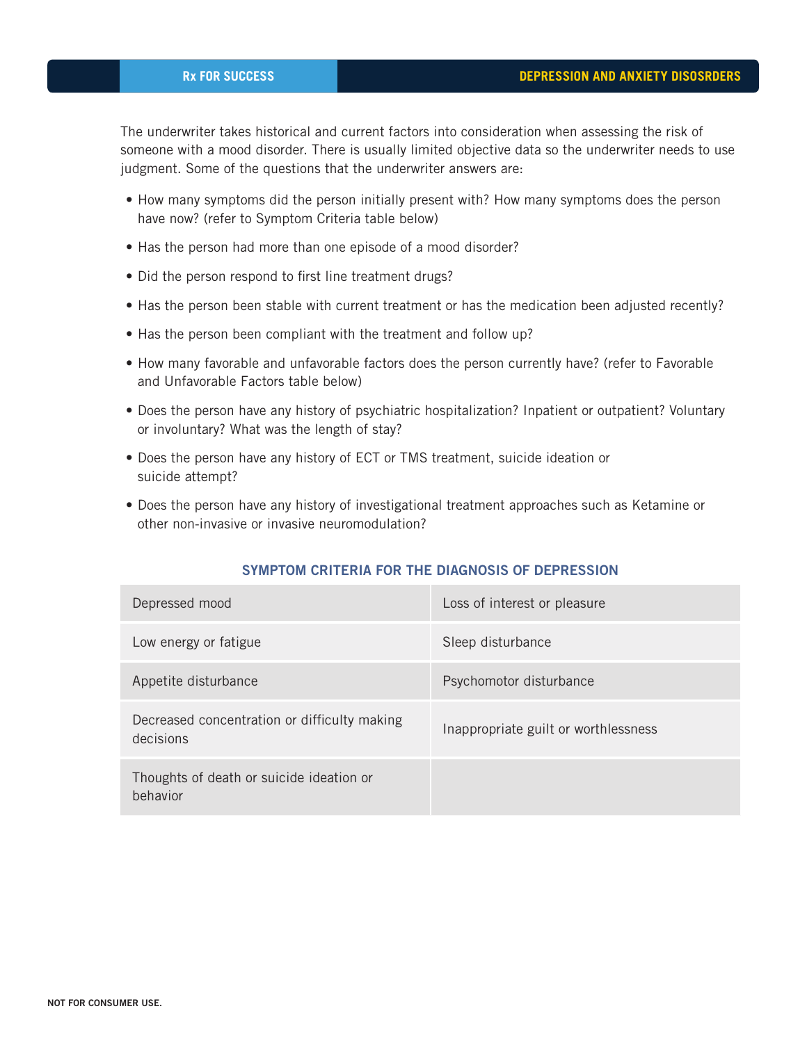The underwriter takes historical and current factors into consideration when assessing the risk of someone with a mood disorder. There is usually limited objective data so the underwriter needs to use judgment. Some of the questions that the underwriter answers are:

- How many symptoms did the person initially present with? How many symptoms does the person have now? (refer to Symptom Criteria table below)
- Has the person had more than one episode of a mood disorder?
- Did the person respond to first line treatment drugs?
- Has the person been stable with current treatment or has the medication been adjusted recently?
- Has the person been compliant with the treatment and follow up?
- How many favorable and unfavorable factors does the person currently have? (refer to Favorable and Unfavorable Factors table below)
- Does the person have any history of psychiatric hospitalization? Inpatient or outpatient? Voluntary or involuntary? What was the length of stay?
- Does the person have any history of ECT or TMS treatment, suicide ideation or suicide attempt?
- Does the person have any history of investigational treatment approaches such as Ketamine or other non-invasive or invasive neuromodulation?

### SYMPTOM CRITERIA FOR THE DIAGNOSIS OF DEPRESSION

| | |
|---|---|
| Depressed mood | Loss of interest or pleasure |
| Low energy or fatigue | Sleep disturbance |
| Appetite disturbance | Psychomotor disturbance |
| Decreased concentration or difficulty making decisions | Inappropriate guilt or worthlessness |
| Thoughts of death or suicide ideation or behavior | |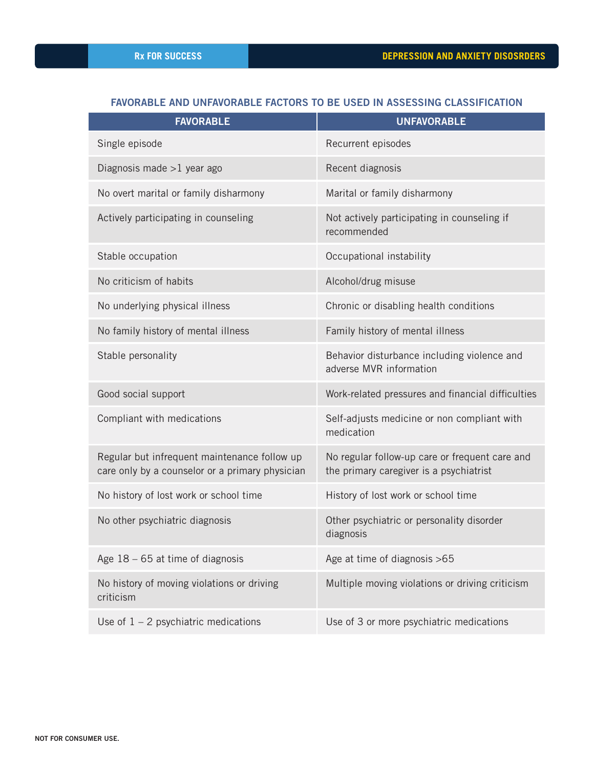## FAVORABLE AND UNFAVORABLE FACTORS TO BE USED IN ASSESSING CLASSIFICATION

| FAVORABLE | UNFAVORABLE |
| --- | --- |
| Single episode | Recurrent episodes |
| Diagnosis made >1 year ago | Recent diagnosis |
| No overt marital or family disharmony | Marital or family disharmony |
| Actively participating in counseling | Not actively participating in counseling if recommended |
| Stable occupation | Occupational instability |
| No criticism of habits | Alcohol/drug misuse |
| No underlying physical illness | Chronic or disabling health conditions |
| No family history of mental illness | Family history of mental illness |
| Stable personality | Behavior disturbance including violence and adverse MVR information |
| Good social support | Work-related pressures and financial difficulties |
| Compliant with medications | Self-adjusts medicine or non compliant with medication |
| Regular but infrequent maintenance follow up care only by a counselor or a primary physician | No regular follow-up care or frequent care and the primary caregiver is a psychiatrist |
| No history of lost work or school time | History of lost work or school time |
| No other psychiatric diagnosis | Other psychiatric or personality disorder diagnosis |
| Age 18 – 65 at time of diagnosis | Age at time of diagnosis >65 |
| No history of moving violations or driving criticism | Multiple moving violations or driving criticism |
| Use of 1 – 2 psychiatric medications | Use of 3 or more psychiatric medications |

NOT FOR CONSUMER USE.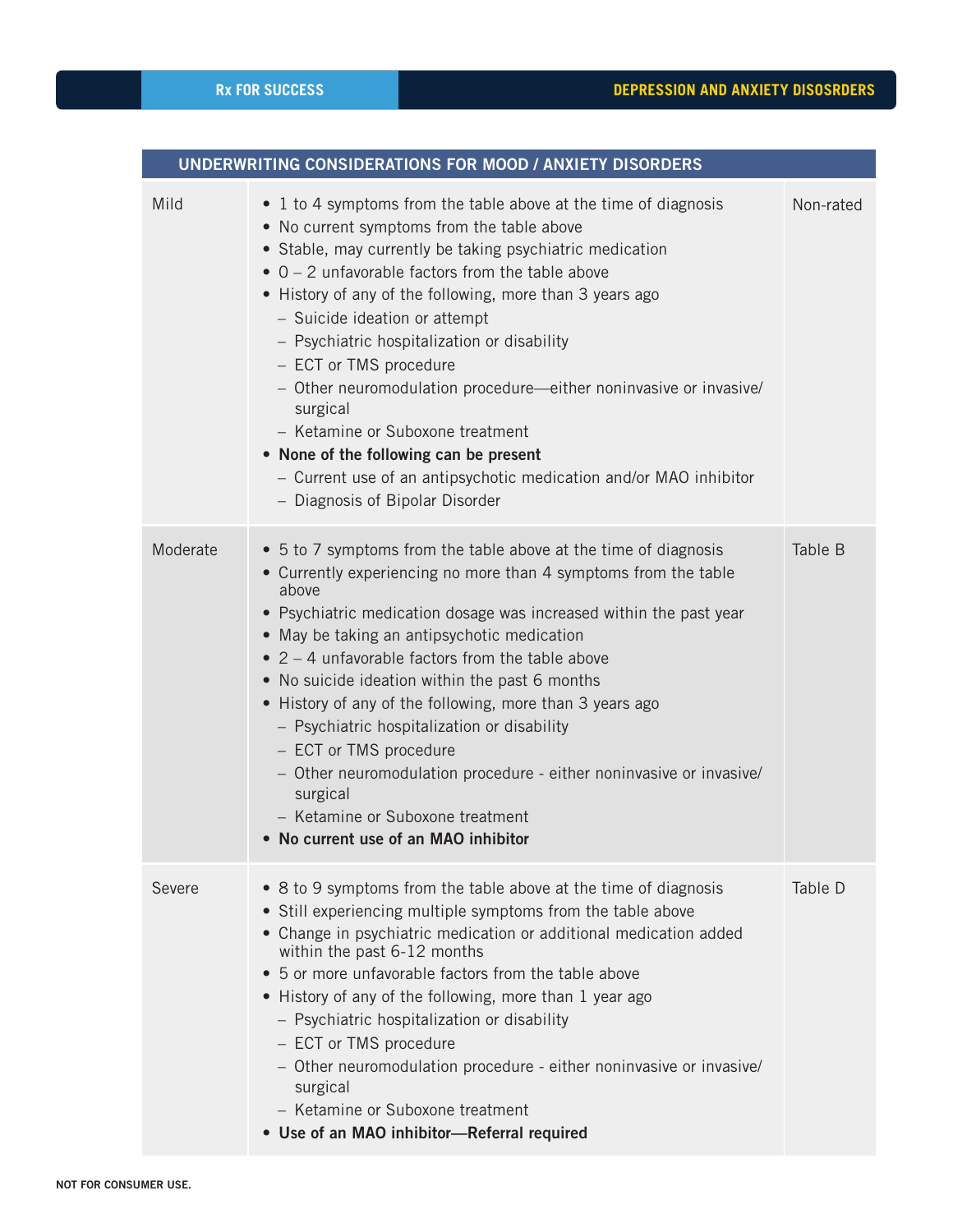## UNDERWRITING CONSIDERATIONS FOR MOOD / ANXIETY DISORDERS

| | | |
|---|---|---|
| Mild | • 1 to 4 symptoms from the table above at the time of diagnosis<br>• No current symptoms from the table above<br>• Stable, may currently be taking psychiatric medication<br>• 0 – 2 unfavorable factors from the table above<br>• History of any of the following, more than 3 years ago<br>&nbsp;&nbsp;– Suicide ideation or attempt<br>&nbsp;&nbsp;– Psychiatric hospitalization or disability<br>&nbsp;&nbsp;– ECT or TMS procedure<br>&nbsp;&nbsp;– Other neuromodulation procedure—either noninvasive or invasive/ surgical<br>&nbsp;&nbsp;– Ketamine or Suboxone treatment<br>• **None of the following can be present**<br>&nbsp;&nbsp;– Current use of an antipsychotic medication and/or MAO inhibitor<br>&nbsp;&nbsp;– Diagnosis of Bipolar Disorder | Non-rated |
| Moderate | • 5 to 7 symptoms from the table above at the time of diagnosis<br>• Currently experiencing no more than 4 symptoms from the table above<br>• Psychiatric medication dosage was increased within the past year<br>• May be taking an antipsychotic medication<br>• 2 – 4 unfavorable factors from the table above<br>• No suicide ideation within the past 6 months<br>• History of any of the following, more than 3 years ago<br>&nbsp;&nbsp;– Psychiatric hospitalization or disability<br>&nbsp;&nbsp;– ECT or TMS procedure<br>&nbsp;&nbsp;– Other neuromodulation procedure - either noninvasive or invasive/ surgical<br>&nbsp;&nbsp;– Ketamine or Suboxone treatment<br>• **No current use of an MAO inhibitor** | Table B |
| Severe | • 8 to 9 symptoms from the table above at the time of diagnosis<br>• Still experiencing multiple symptoms from the table above<br>• Change in psychiatric medication or additional medication added within the past 6-12 months<br>• 5 or more unfavorable factors from the table above<br>• History of any of the following, more than 1 year ago<br>&nbsp;&nbsp;– Psychiatric hospitalization or disability<br>&nbsp;&nbsp;– ECT or TMS procedure<br>&nbsp;&nbsp;– Other neuromodulation procedure - either noninvasive or invasive/ surgical<br>&nbsp;&nbsp;– Ketamine or Suboxone treatment<br>• **Use of an MAO inhibitor—Referral required** | Table D |

NOT FOR CONSUMER USE.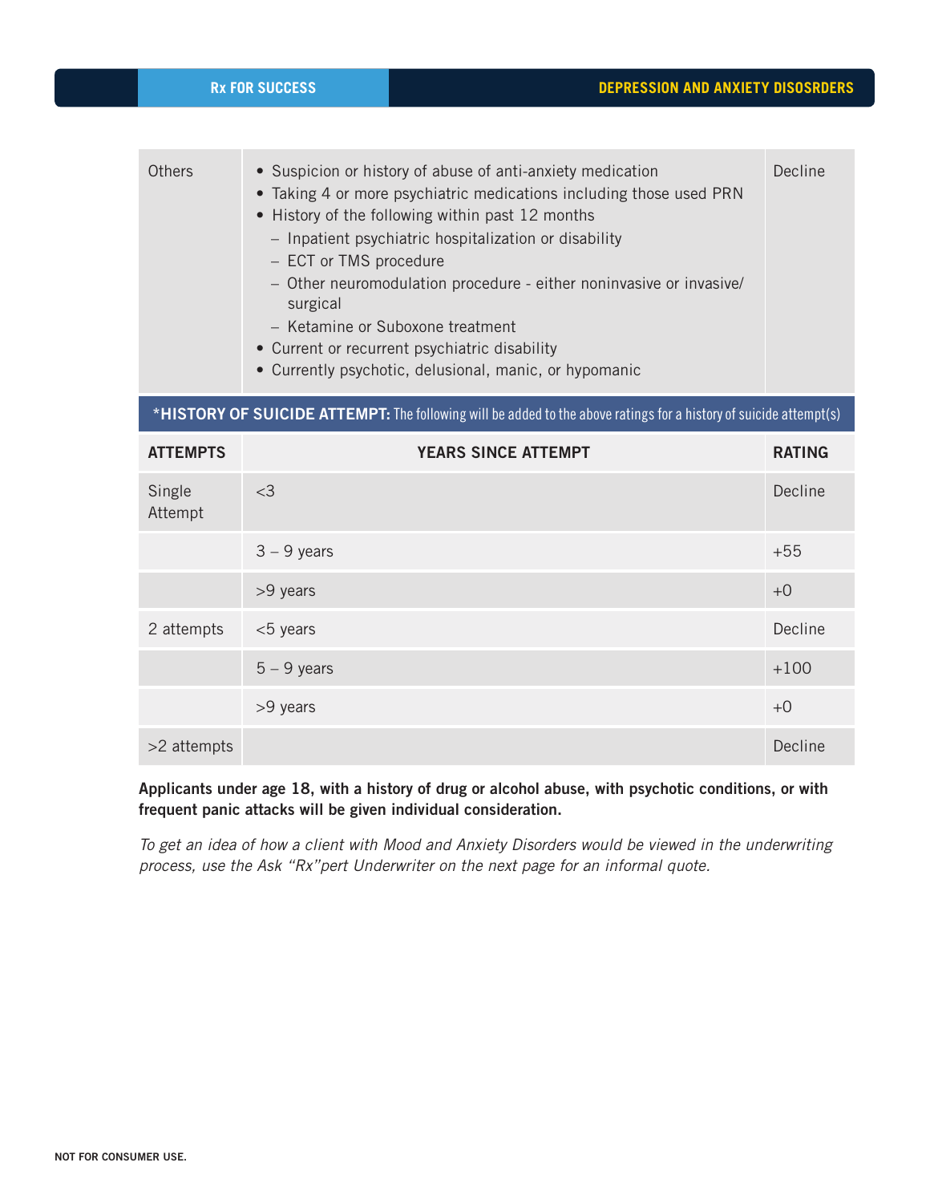| | | |
|---|---|---|
| Others | • Suspicion or history of abuse of anti-anxiety medication<br>• Taking 4 or more psychiatric medications including those used PRN<br>• History of the following within past 12 months<br>  – Inpatient psychiatric hospitalization or disability<br>  – ECT or TMS procedure<br>  – Other neuromodulation procedure - either noninvasive or invasive/ surgical<br>  – Ketamine or Suboxone treatment<br>• Current or recurrent psychiatric disability<br>• Currently psychotic, delusional, manic, or hypomanic | Decline |

***HISTORY OF SUICIDE ATTEMPT:** The following will be added to the above ratings for a history of suicide attempt(s)

| ATTEMPTS | YEARS SINCE ATTEMPT | RATING |
|---|---|---|
| Single Attempt | <3 | Decline |
| | 3 – 9 years | +55 |
| | >9 years | +0 |
| 2 attempts | <5 years | Decline |
| | 5 – 9 years | +100 |
| | >9 years | +0 |
| >2 attempts | | Decline |

**Applicants under age 18, with a history of drug or alcohol abuse, with psychotic conditions, or with frequent panic attacks will be given individual consideration.**

*To get an idea of how a client with Mood and Anxiety Disorders would be viewed in the underwriting process, use the Ask "Rx"pert Underwriter on the next page for an informal quote.*

NOT FOR CONSUMER USE.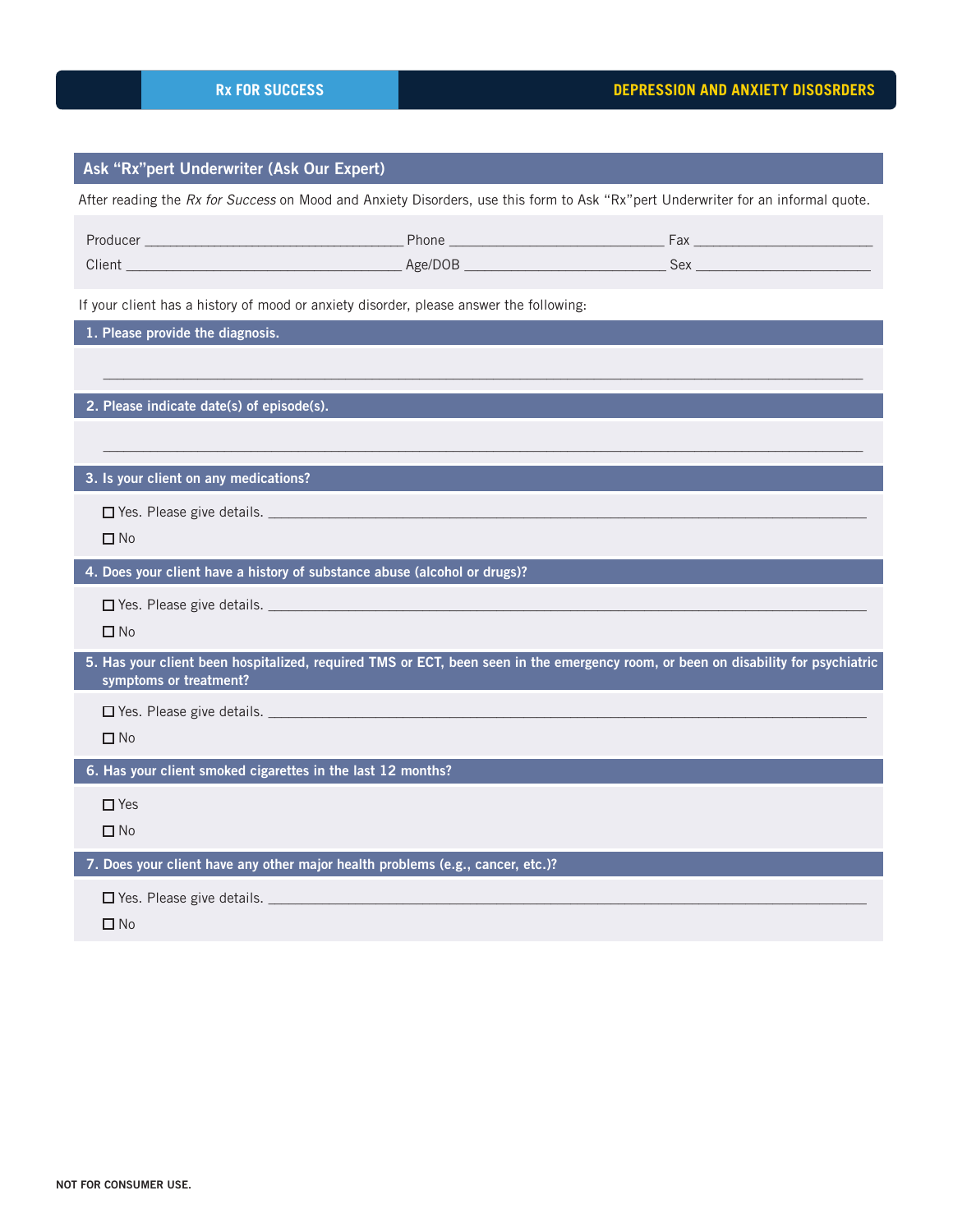## Ask "Rx"pert Underwriter (Ask Our Expert)

After reading the *Rx for Success* on Mood and Anxiety Disorders, use this form to Ask "Rx"pert Underwriter for an informal quote.

Producer ___________________________________ Phone ______________________________ Fax _________________________

Client ______________________________________ Age/DOB ____________________________ Sex _________________________

If your client has a history of mood or anxiety disorder, please answer the following:

**1. Please provide the diagnosis.**

_____________________________________________________________________________________________

**2. Please indicate date(s) of episode(s).**

_____________________________________________________________________________________________

**3. Is your client on any medications?**

☐ Yes. Please give details. ________________________________________________________________________________

☐ No

**4. Does your client have a history of substance abuse (alcohol or drugs)?**

☐ Yes. Please give details. ________________________________________________________________________________

☐ No

**5. Has your client been hospitalized, required TMS or ECT, been seen in the emergency room, or been on disability for psychiatric symptoms or treatment?**

☐ Yes. Please give details. ________________________________________________________________________________

☐ No

**6. Has your client smoked cigarettes in the last 12 months?**

☐ Yes

☐ No

**7. Does your client have any other major health problems (e.g., cancer, etc.)?**

☐ Yes. Please give details. ________________________________________________________________________________

☐ No

NOT FOR CONSUMER USE.